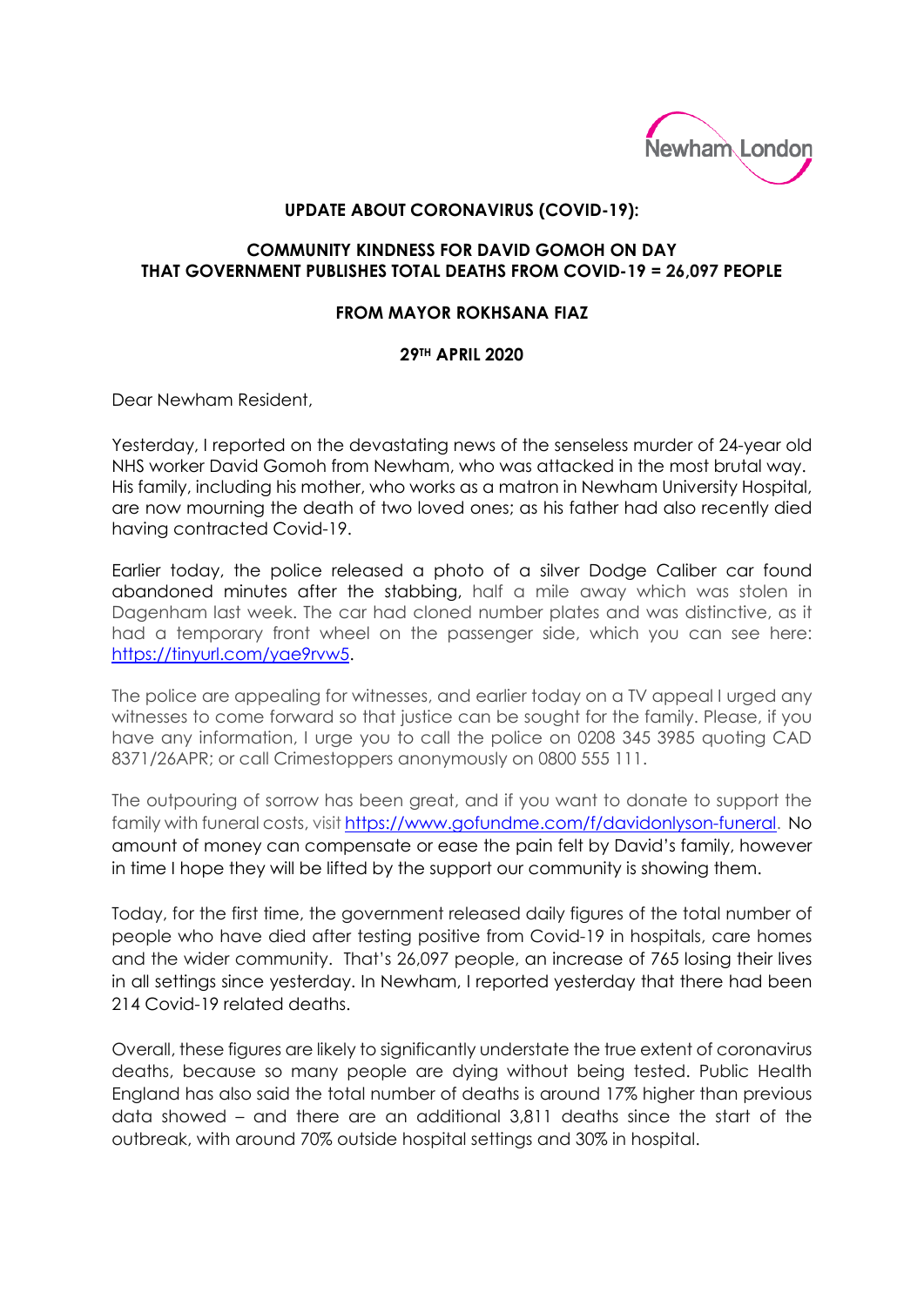**UPDATE ABOUT CORONAVIRUS (COVID-19):**

**COMMUNITY KINDNESS FOR DAVID GOMOH ON DAY THAT GOVERNMENT PUBLISHES TOTAL DEATHS FROM COVID-19 = 26,097 PEOPLE**

**FROM MAYOR ROKHSANA FIAZ**

**29TH APRIL 2020**

Dear Newham Resident,

Yesterday, I reported on the devastating news of the senseless murder of 24-year old NHS worker David Gomoh from Newham, who was attacked in the most brutal way. His family, including his mother, who works as a matron in Newham University Hospital, are now mourning the death of two loved ones; as his father had also recently died having contracted Covid-19.

Earlier today, the police released a photo of a silver Dodge Caliber car found abandoned minutes after the stabbing, half a mile away which was stolen in Dagenham last week. The car had cloned number plates and was distinctive, as it had a temporary front wheel on the passenger side, which you can see here: https://tinyurl.com/yae9rvw5.

The police are appealing for witnesses, and earlier today on a TV appeal I urged any witnesses to come forward so that justice can be sought for the family. Please, if you have any information, I urge you to call the police on 0208 345 3985 quoting CAD 8371/26APR; or call Crimestoppers anonymously on 0800 555 111.

The outpouring of sorrow has been great, and if you want to donate to support the family with funeral costs, visit https://www.gofundme.com/f/davidonlyson-funeral. No amount of money can compensate or ease the pain felt by David's family, however in time I hope they will be lifted by the support our community is showing them.

Today, for the first time, the government released daily figures of the total number of people who have died after testing positive from Covid-19 in hospitals, care homes and the wider community. That's 26,097 people, an increase of 765 losing their lives in all settings since yesterday. In Newham, I reported yesterday that there had been 214 Covid-19 related deaths.

Overall, these figures are likely to significantly understate the true extent of coronavirus deaths, because so many people are dying without being tested. Public Health England has also said the total number of deaths is around 17% higher than previous data showed – and there are an additional 3,811 deaths since the start of the outbreak, with around 70% outside hospital settings and 30% in hospital.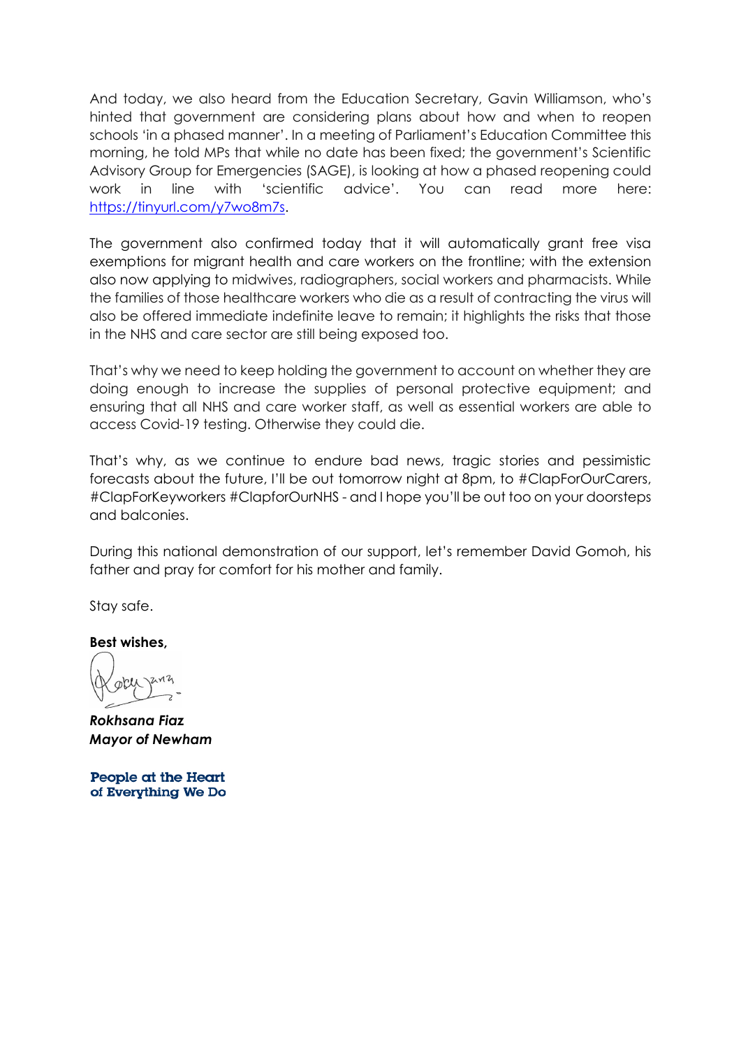And today, we also heard from the Education Secretary, Gavin Williamson, who's hinted that government are considering plans about how and when to reopen schools 'in a phased manner'. In a meeting of Parliament's Education Committee this morning, he told MPs that while no date has been fixed; the government's Scientific Advisory Group for Emergencies (SAGE), is looking at how a phased reopening could work in line with 'scientific advice'. You can read more here: https://tinyurl.com/y7wo8m7s.

The government also confirmed today that it will automatically grant free visa exemptions for migrant health and care workers on the frontline; with the extension also now applying to midwives, radiographers, social workers and pharmacists. While the families of those healthcare workers who die as a result of contracting the virus will also be offered immediate indefinite leave to remain; it highlights the risks that those in the NHS and care sector are still being exposed too.

That's why we need to keep holding the government to account on whether they are doing enough to increase the supplies of personal protective equipment; and ensuring that all NHS and care worker staff, as well as essential workers are able to access Covid-19 testing. Otherwise they could die.

That's why, as we continue to endure bad news, tragic stories and pessimistic forecasts about the future, I'll be out tomorrow night at 8pm, to #ClapForOurCarers, #ClapForKeyworkers #ClapforOurNHS - and I hope you'll be out too on your doorsteps and balconies.

During this national demonstration of our support, let's remember David Gomoh, his father and pray for comfort for his mother and family.

Stay safe.

**Best wishes,**

***Rokhsana Fiaz***
***Mayor of Newham***

**People at the Heart of Everything We Do**